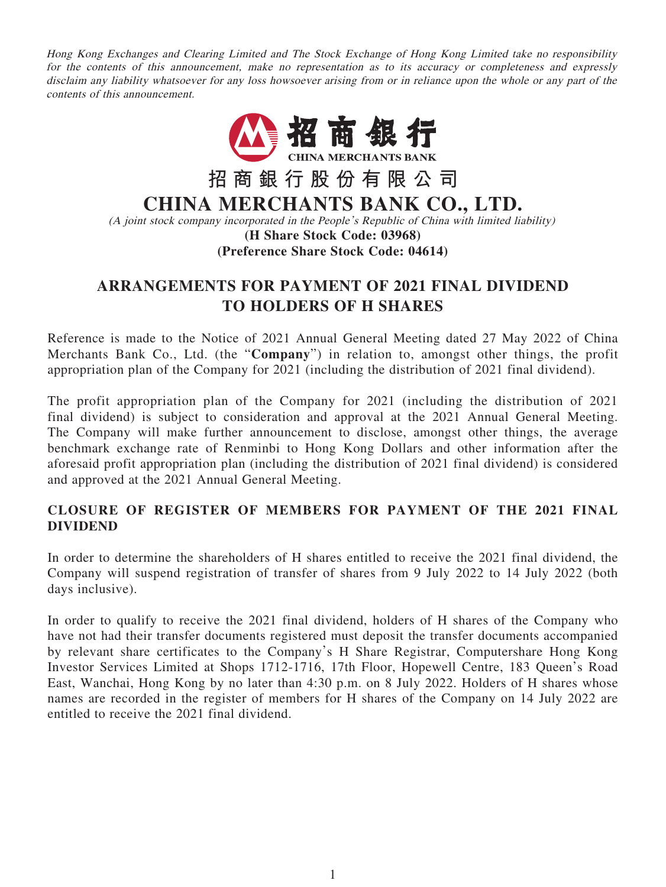*Hong Kong Exchanges and Clearing Limited and The Stock Exchange of Hong Kong Limited take no responsibility for the contents of this announcement, make no representation as to its accuracy or completeness and expressly disclaim any liability whatsoever for any loss howsoever arising from or in reliance upon the whole or any part of the contents of this announcement.*

招商銀行
CHINA MERCHANTS BANK

# 招商銀行股份有限公司
# CHINA MERCHANTS BANK CO., LTD.

*(A joint stock company incorporated in the People's Republic of China with limited liability)*

**(H Share Stock Code: 03968)**
**(Preference Share Stock Code: 04614)**

## ARRANGEMENTS FOR PAYMENT OF 2021 FINAL DIVIDEND TO HOLDERS OF H SHARES

Reference is made to the Notice of 2021 Annual General Meeting dated 27 May 2022 of China Merchants Bank Co., Ltd. (the "**Company**") in relation to, amongst other things, the profit appropriation plan of the Company for 2021 (including the distribution of 2021 final dividend).

The profit appropriation plan of the Company for 2021 (including the distribution of 2021 final dividend) is subject to consideration and approval at the 2021 Annual General Meeting. The Company will make further announcement to disclose, amongst other things, the average benchmark exchange rate of Renminbi to Hong Kong Dollars and other information after the aforesaid profit appropriation plan (including the distribution of 2021 final dividend) is considered and approved at the 2021 Annual General Meeting.

### CLOSURE OF REGISTER OF MEMBERS FOR PAYMENT OF THE 2021 FINAL DIVIDEND

In order to determine the shareholders of H shares entitled to receive the 2021 final dividend, the Company will suspend registration of transfer of shares from 9 July 2022 to 14 July 2022 (both days inclusive).

In order to qualify to receive the 2021 final dividend, holders of H shares of the Company who have not had their transfer documents registered must deposit the transfer documents accompanied by relevant share certificates to the Company's H Share Registrar, Computershare Hong Kong Investor Services Limited at Shops 1712-1716, 17th Floor, Hopewell Centre, 183 Queen's Road East, Wanchai, Hong Kong by no later than 4:30 p.m. on 8 July 2022. Holders of H shares whose names are recorded in the register of members for H shares of the Company on 14 July 2022 are entitled to receive the 2021 final dividend.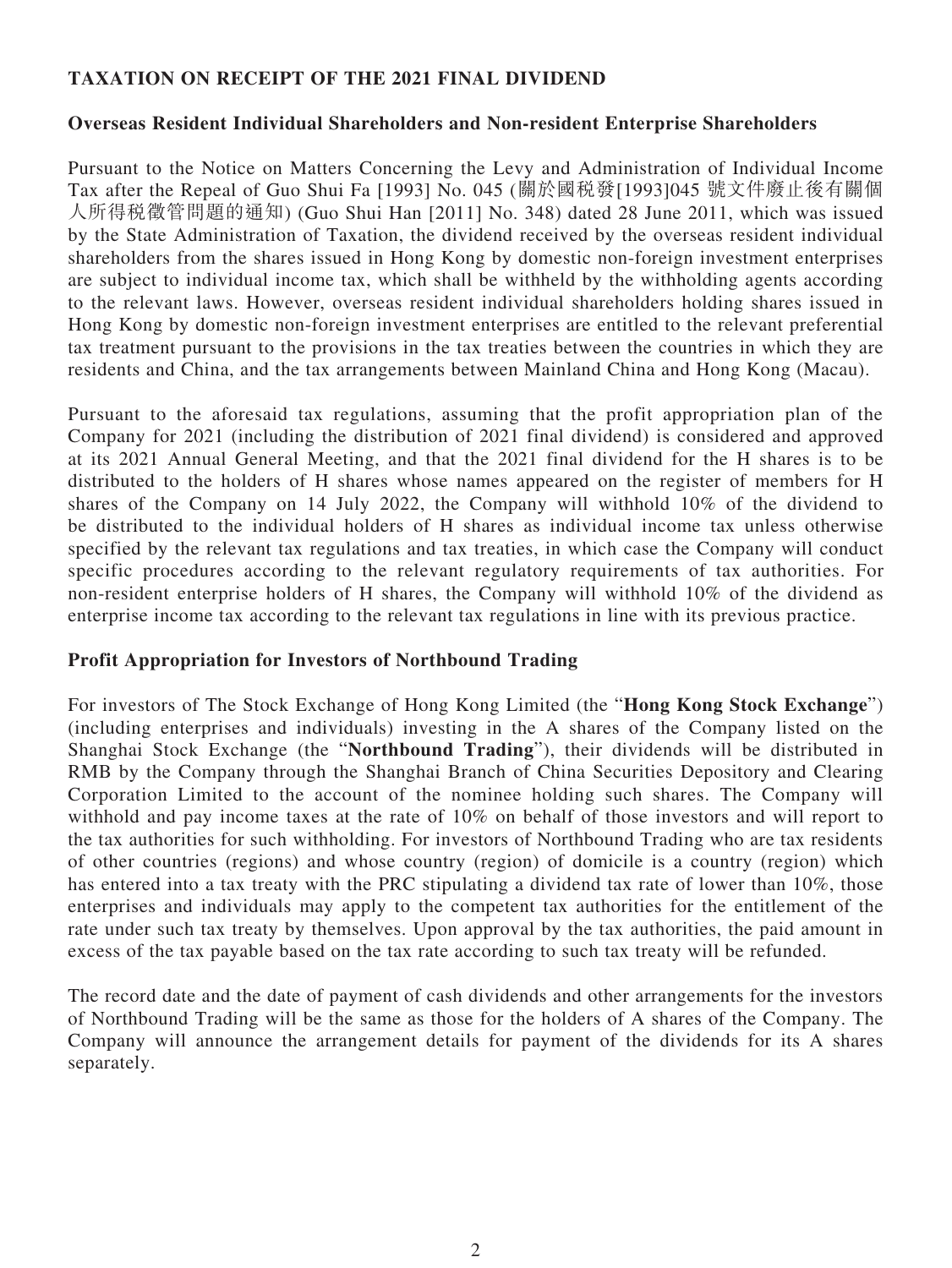## TAXATION ON RECEIPT OF THE 2021 FINAL DIVIDEND

### Overseas Resident Individual Shareholders and Non-resident Enterprise Shareholders

Pursuant to the Notice on Matters Concerning the Levy and Administration of Individual Income Tax after the Repeal of Guo Shui Fa [1993] No. 045 (關於國稅發[1993]045 號文件廢止後有關個人所得稅徵管問題的通知) (Guo Shui Han [2011] No. 348) dated 28 June 2011, which was issued by the State Administration of Taxation, the dividend received by the overseas resident individual shareholders from the shares issued in Hong Kong by domestic non-foreign investment enterprises are subject to individual income tax, which shall be withheld by the withholding agents according to the relevant laws. However, overseas resident individual shareholders holding shares issued in Hong Kong by domestic non-foreign investment enterprises are entitled to the relevant preferential tax treatment pursuant to the provisions in the tax treaties between the countries in which they are residents and China, and the tax arrangements between Mainland China and Hong Kong (Macau).

Pursuant to the aforesaid tax regulations, assuming that the profit appropriation plan of the Company for 2021 (including the distribution of 2021 final dividend) is considered and approved at its 2021 Annual General Meeting, and that the 2021 final dividend for the H shares is to be distributed to the holders of H shares whose names appeared on the register of members for H shares of the Company on 14 July 2022, the Company will withhold 10% of the dividend to be distributed to the individual holders of H shares as individual income tax unless otherwise specified by the relevant tax regulations and tax treaties, in which case the Company will conduct specific procedures according to the relevant regulatory requirements of tax authorities. For non-resident enterprise holders of H shares, the Company will withhold 10% of the dividend as enterprise income tax according to the relevant tax regulations in line with its previous practice.

### Profit Appropriation for Investors of Northbound Trading

For investors of The Stock Exchange of Hong Kong Limited (the "**Hong Kong Stock Exchange**") (including enterprises and individuals) investing in the A shares of the Company listed on the Shanghai Stock Exchange (the "**Northbound Trading**"), their dividends will be distributed in RMB by the Company through the Shanghai Branch of China Securities Depository and Clearing Corporation Limited to the account of the nominee holding such shares. The Company will withhold and pay income taxes at the rate of 10% on behalf of those investors and will report to the tax authorities for such withholding. For investors of Northbound Trading who are tax residents of other countries (regions) and whose country (region) of domicile is a country (region) which has entered into a tax treaty with the PRC stipulating a dividend tax rate of lower than 10%, those enterprises and individuals may apply to the competent tax authorities for the entitlement of the rate under such tax treaty by themselves. Upon approval by the tax authorities, the paid amount in excess of the tax payable based on the tax rate according to such tax treaty will be refunded.

The record date and the date of payment of cash dividends and other arrangements for the investors of Northbound Trading will be the same as those for the holders of A shares of the Company. The Company will announce the arrangement details for payment of the dividends for its A shares separately.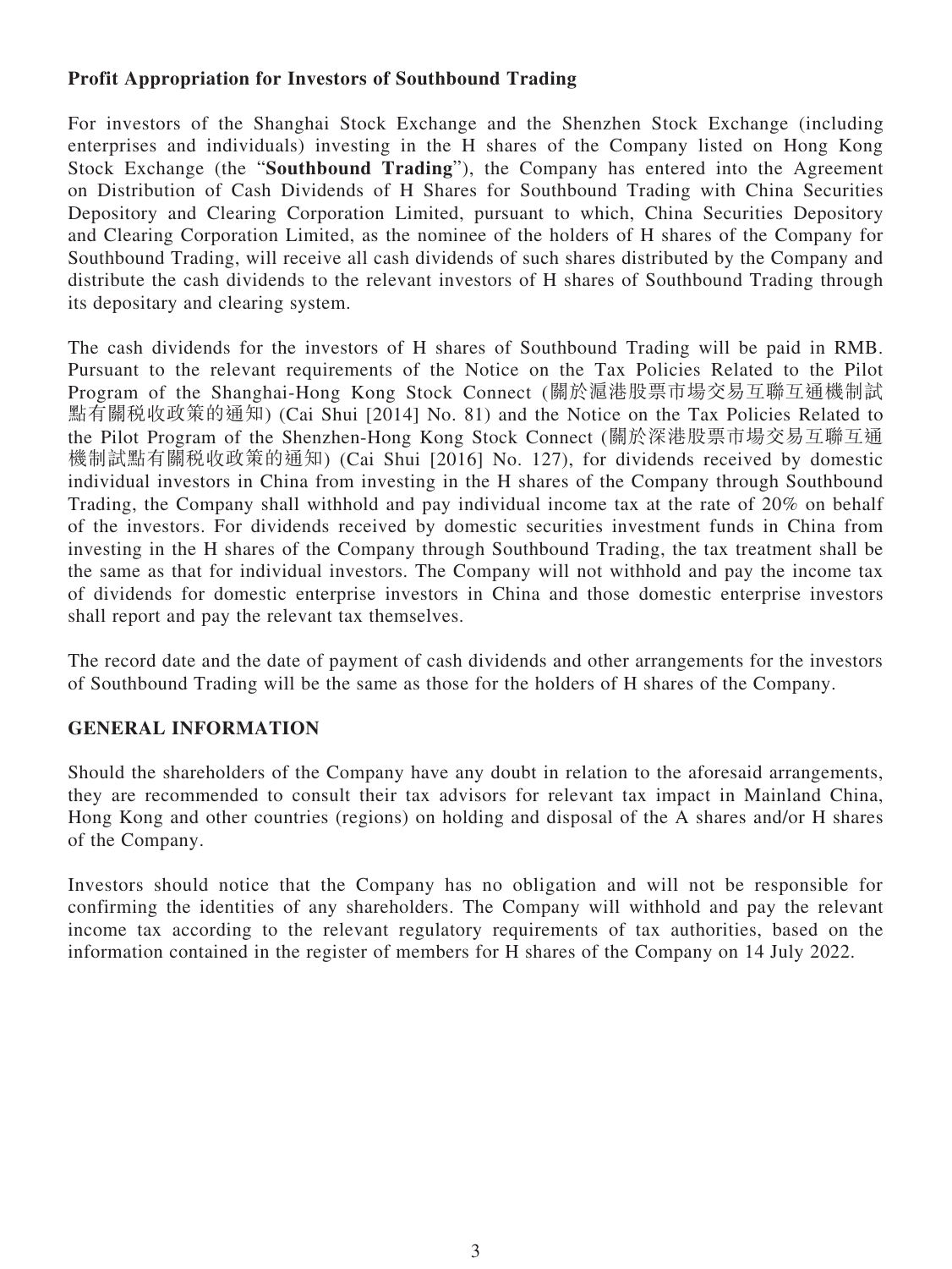**Profit Appropriation for Investors of Southbound Trading**

For investors of the Shanghai Stock Exchange and the Shenzhen Stock Exchange (including enterprises and individuals) investing in the H shares of the Company listed on Hong Kong Stock Exchange (the "**Southbound Trading**"), the Company has entered into the Agreement on Distribution of Cash Dividends of H Shares for Southbound Trading with China Securities Depository and Clearing Corporation Limited, pursuant to which, China Securities Depository and Clearing Corporation Limited, as the nominee of the holders of H shares of the Company for Southbound Trading, will receive all cash dividends of such shares distributed by the Company and distribute the cash dividends to the relevant investors of H shares of Southbound Trading through its depositary and clearing system.

The cash dividends for the investors of H shares of Southbound Trading will be paid in RMB. Pursuant to the relevant requirements of the Notice on the Tax Policies Related to the Pilot Program of the Shanghai-Hong Kong Stock Connect (關於滬港股票市場交易互聯互通機制試點有關稅收政策的通知) (Cai Shui [2014] No. 81) and the Notice on the Tax Policies Related to the Pilot Program of the Shenzhen-Hong Kong Stock Connect (關於深港股票市場交易互聯互通機制試點有關稅收政策的通知) (Cai Shui [2016] No. 127), for dividends received by domestic individual investors in China from investing in the H shares of the Company through Southbound Trading, the Company shall withhold and pay individual income tax at the rate of 20% on behalf of the investors. For dividends received by domestic securities investment funds in China from investing in the H shares of the Company through Southbound Trading, the tax treatment shall be the same as that for individual investors. The Company will not withhold and pay the income tax of dividends for domestic enterprise investors in China and those domestic enterprise investors shall report and pay the relevant tax themselves.

The record date and the date of payment of cash dividends and other arrangements for the investors of Southbound Trading will be the same as those for the holders of H shares of the Company.

## GENERAL INFORMATION

Should the shareholders of the Company have any doubt in relation to the aforesaid arrangements, they are recommended to consult their tax advisors for relevant tax impact in Mainland China, Hong Kong and other countries (regions) on holding and disposal of the A shares and/or H shares of the Company.

Investors should notice that the Company has no obligation and will not be responsible for confirming the identities of any shareholders. The Company will withhold and pay the relevant income tax according to the relevant regulatory requirements of tax authorities, based on the information contained in the register of members for H shares of the Company on 14 July 2022.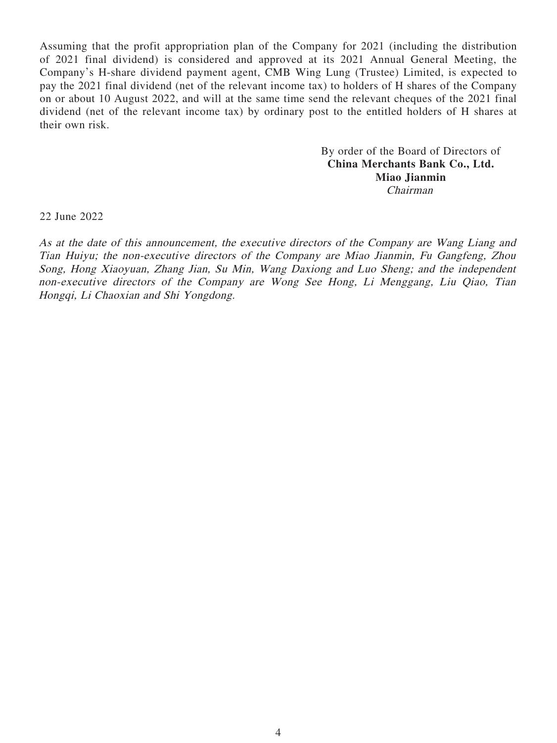Assuming that the profit appropriation plan of the Company for 2021 (including the distribution of 2021 final dividend) is considered and approved at its 2021 Annual General Meeting, the Company's H-share dividend payment agent, CMB Wing Lung (Trustee) Limited, is expected to pay the 2021 final dividend (net of the relevant income tax) to holders of H shares of the Company on or about 10 August 2022, and will at the same time send the relevant cheques of the 2021 final dividend (net of the relevant income tax) by ordinary post to the entitled holders of H shares at their own risk.

By order of the Board of Directors of
**China Merchants Bank Co., Ltd.**
**Miao Jianmin**
*Chairman*

22 June 2022

*As at the date of this announcement, the executive directors of the Company are Wang Liang and Tian Huiyu; the non-executive directors of the Company are Miao Jianmin, Fu Gangfeng, Zhou Song, Hong Xiaoyuan, Zhang Jian, Su Min, Wang Daxiong and Luo Sheng; and the independent non-executive directors of the Company are Wong See Hong, Li Menggang, Liu Qiao, Tian Hongqi, Li Chaoxian and Shi Yongdong.*